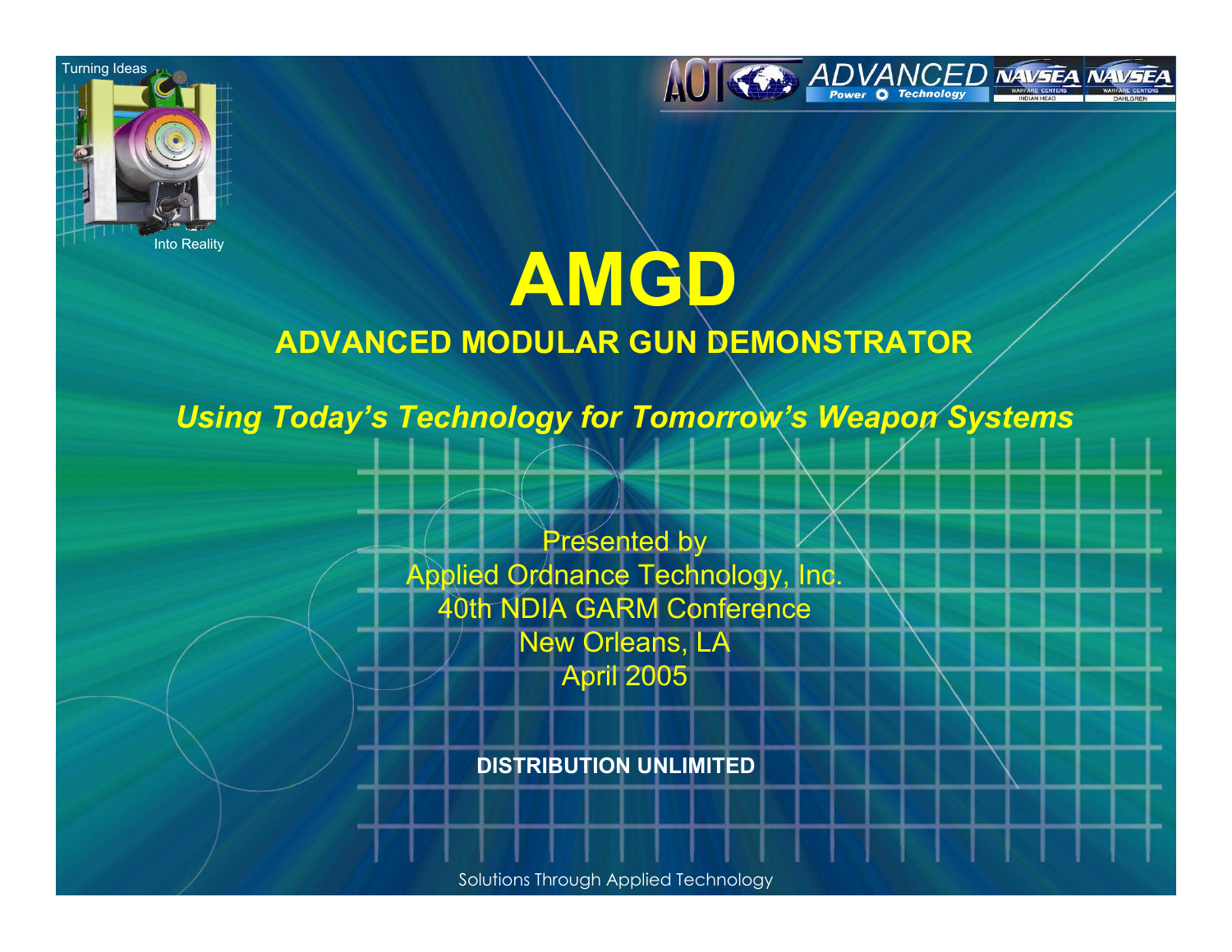Turning Ideas Into Reality

ADVANCED Power Technology

NAVSEA WARFARE CENTERS INDIAN HEAD

NAVSEA WARFARE CENTERS DAHLGREN

# AMGD

## ADVANCED MODULAR GUN DEMONSTRATOR

*Using Today's Technology for Tomorrow's Weapon Systems*

Presented by
Applied Ordnance Technology, Inc.
40th NDIA GARM Conference
New Orleans, LA
April 2005

**DISTRIBUTION UNLIMITED**

Solutions Through Applied Technology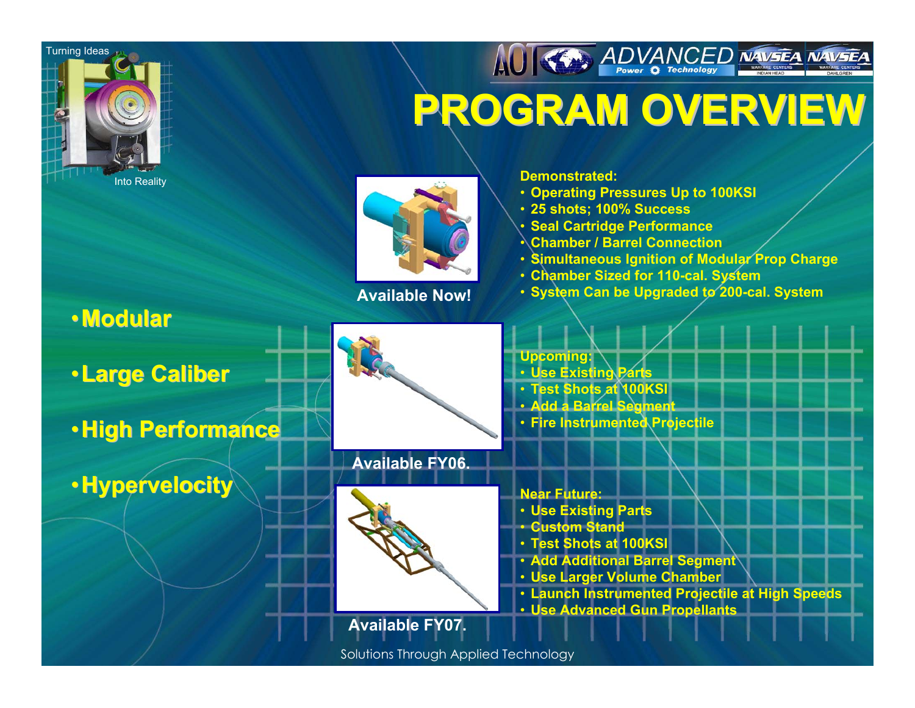Turning Ideas Into Reality

# PROGRAM OVERVIEW

- **Modular**
- **Large Caliber**
- **High Performance**
- **Hypervelocity**

**Available Now!**

**Demonstrated:**

- Operating Pressures Up to 100KSI
- 25 shots; 100% Success
- Seal Cartridge Performance
- Chamber / Barrel Connection
- Simultaneous Ignition of Modular Prop Charge
- Chamber Sized for 110-cal. System
- System Can be Upgraded to 200-cal. System

**Available FY06.**

**Upcoming:**

- Use Existing Parts
- Test Shots at 100KSI
- Add a Barrel Segment
- Fire Instrumented Projectile

**Available FY07.**

**Near Future:**

- Use Existing Parts
- Custom Stand
- Test Shots at 100KSI
- Add Additional Barrel Segment
- Use Larger Volume Chamber
- Launch Instrumented Projectile at High Speeds
- Use Advanced Gun Propellants

Solutions Through Applied Technology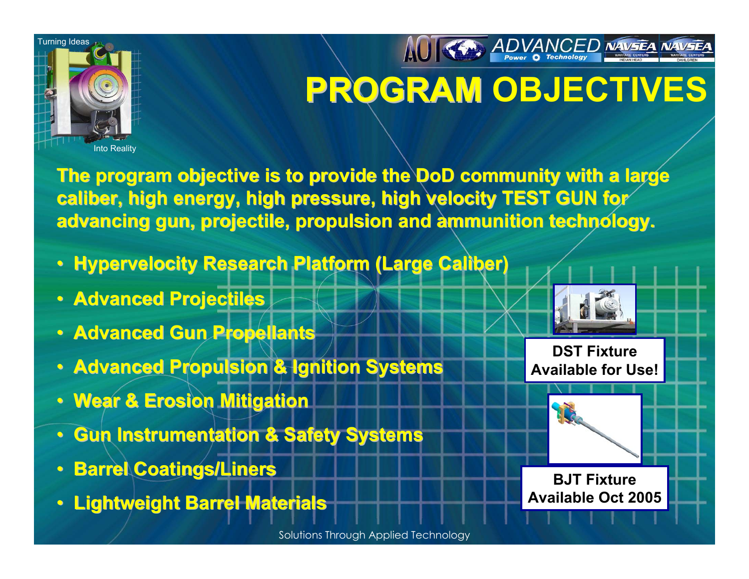# PROGRAM OBJECTIVES

**The program objective is to provide the DoD community with a large caliber, high energy, high pressure, high velocity TEST GUN for advancing gun, projectile, propulsion and ammunition technology.**

- **Hypervelocity Research Platform (Large Caliber)**
- **Advanced Projectiles**
- **Advanced Gun Propellants**
- **Advanced Propulsion & Ignition Systems**
- **Wear & Erosion Mitigation**
- **Gun Instrumentation & Safety Systems**
- **Barrel Coatings/Liners**
- **Lightweight Barrel Materials**

**DST Fixture Available for Use!**

**BJT Fixture Available Oct 2005**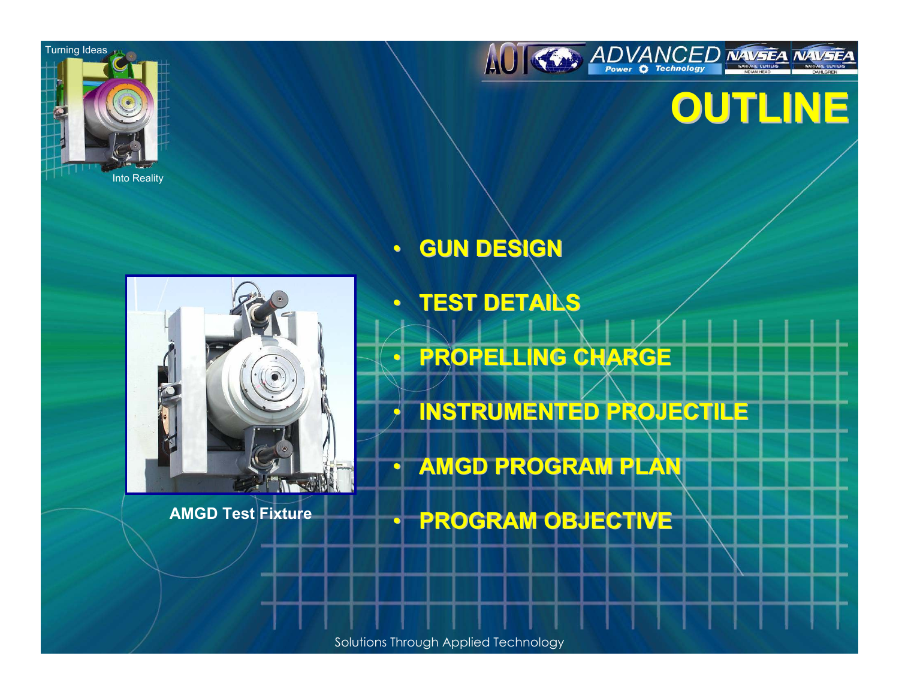# OUTLINE

- GUN DESIGN
- TEST DETAILS
- PROPELLING CHARGE
- INSTRUMENTED PROJECTILE
- AMGD PROGRAM PLAN
- PROGRAM OBJECTIVE

AMGD Test Fixture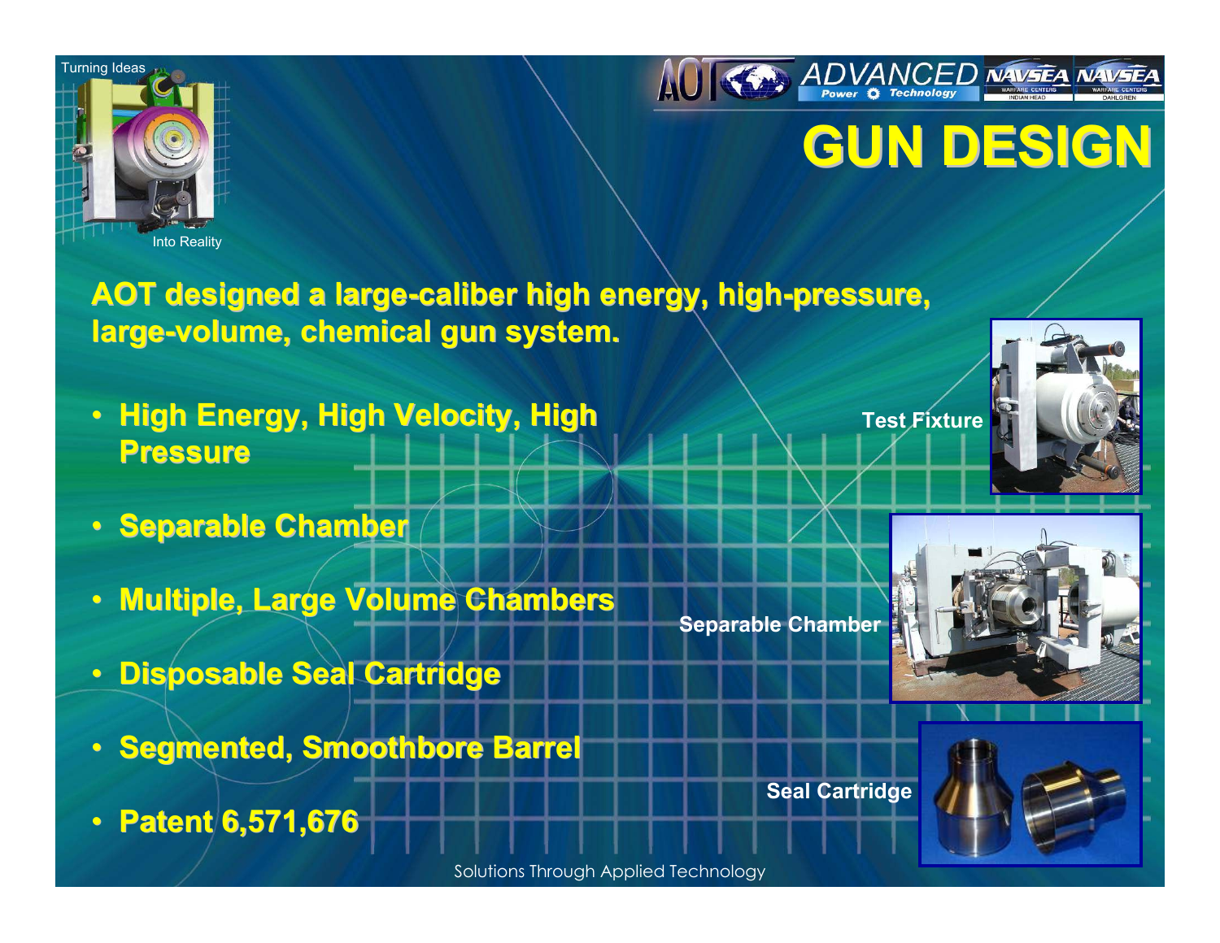# GUN DESIGN

**AOT designed a large-caliber high energy, high-pressure, large-volume, chemical gun system.**

- **High Energy, High Velocity, High Pressure**
- **Separable Chamber**
- **Multiple, Large Volume Chambers**
- **Disposable Seal Cartridge**
- **Segmented, Smoothbore Barrel**
- **Patent 6,571,676**

Test Fixture

Separable Chamber

Seal Cartridge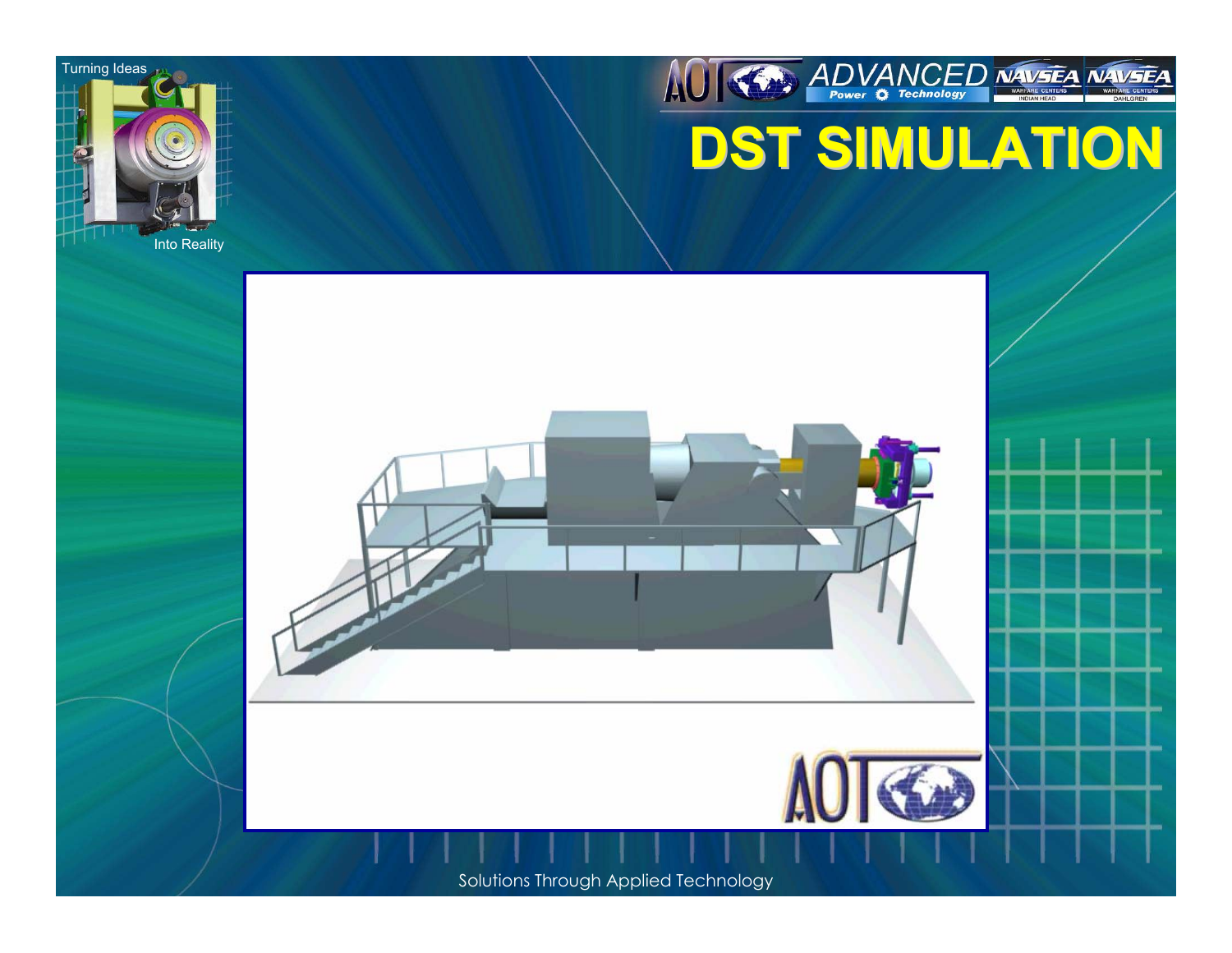# DST SIMULATION

Solutions Through Applied Technology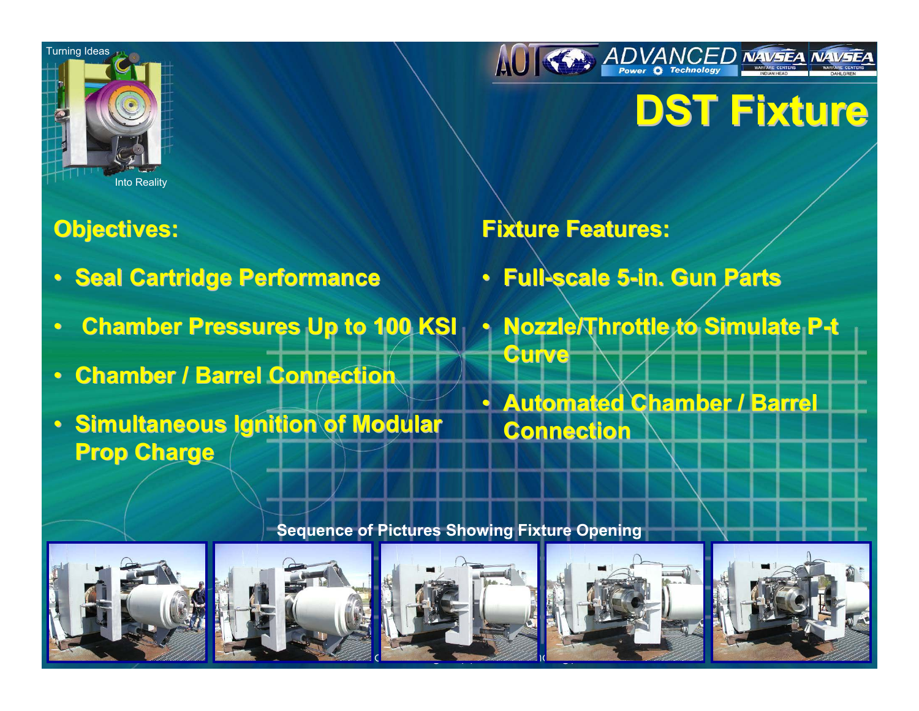# DST Fixture

## Objectives:

- **Seal Cartridge Performance**
- **Chamber Pressures Up to 100 KSI**
- **Chamber / Barrel Connection**
- **Simultaneous Ignition of Modular Prop Charge**

## Fixture Features:

- **Full-scale 5-in. Gun Parts**
- **Nozzle/Throttle to Simulate P-t Curve**
- **Automated Chamber / Barrel Connection**

**Sequence of Pictures Showing Fixture Opening**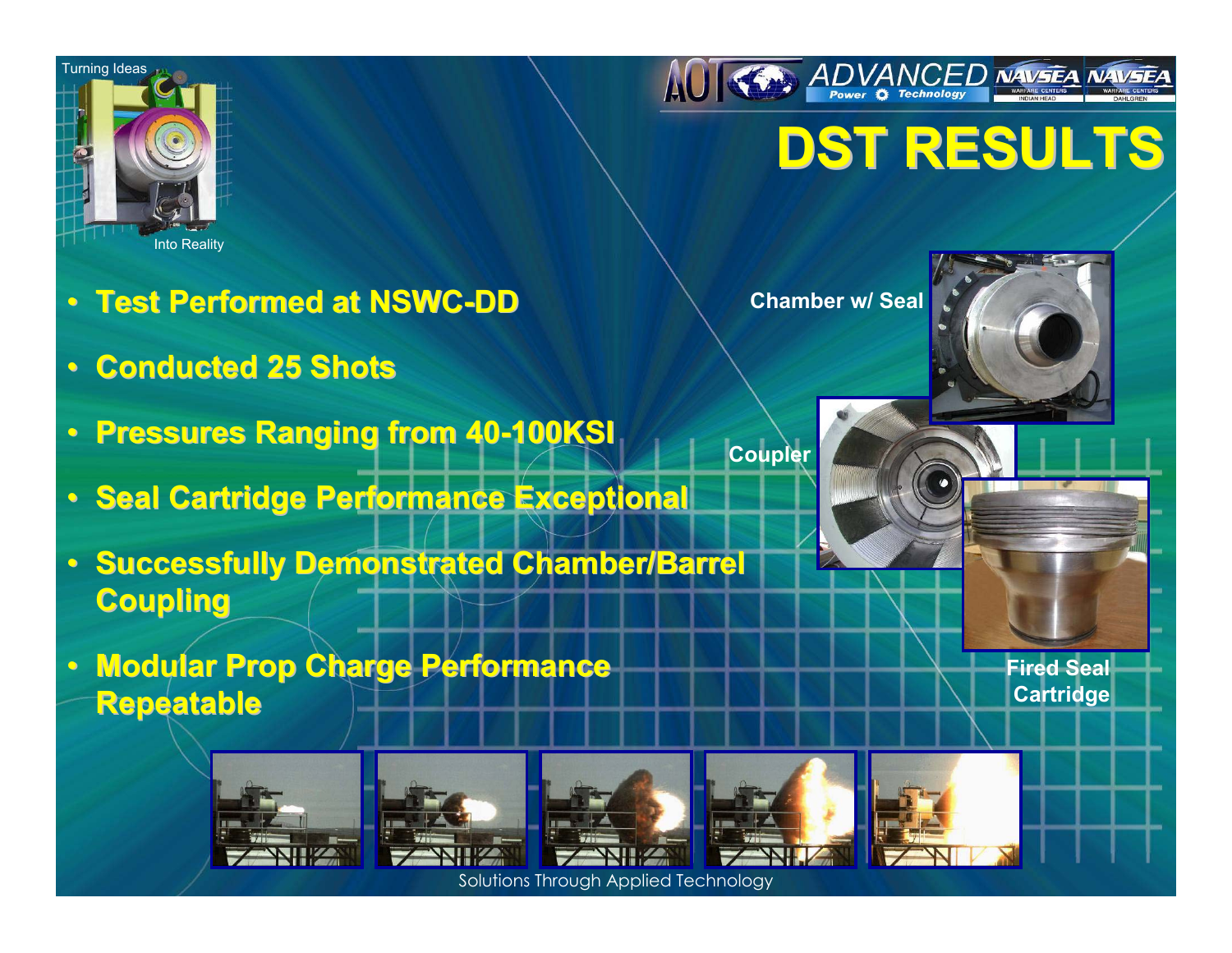# DST RESULTS

- Test Performed at NSWC-DD
- Conducted 25 Shots
- Pressures Ranging from 40-100KSI
- Seal Cartridge Performance Exceptional
- Successfully Demonstrated Chamber/Barrel Coupling
- Modular Prop Charge Performance Repeatable

Chamber w/ Seal

Coupler

Fired Seal Cartridge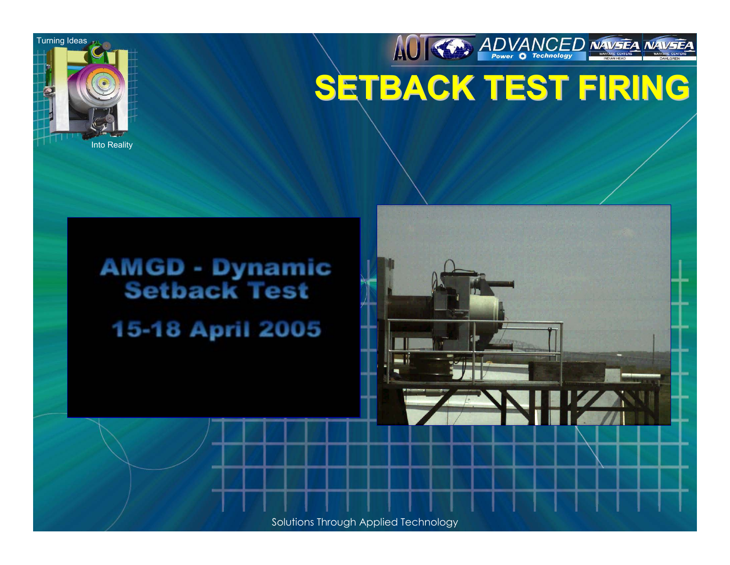Turning Ideas Into Reality

# SETBACK TEST FIRING

AMGD - Dynamic Setback Test

15-18 April 2005

Solutions Through Applied Technology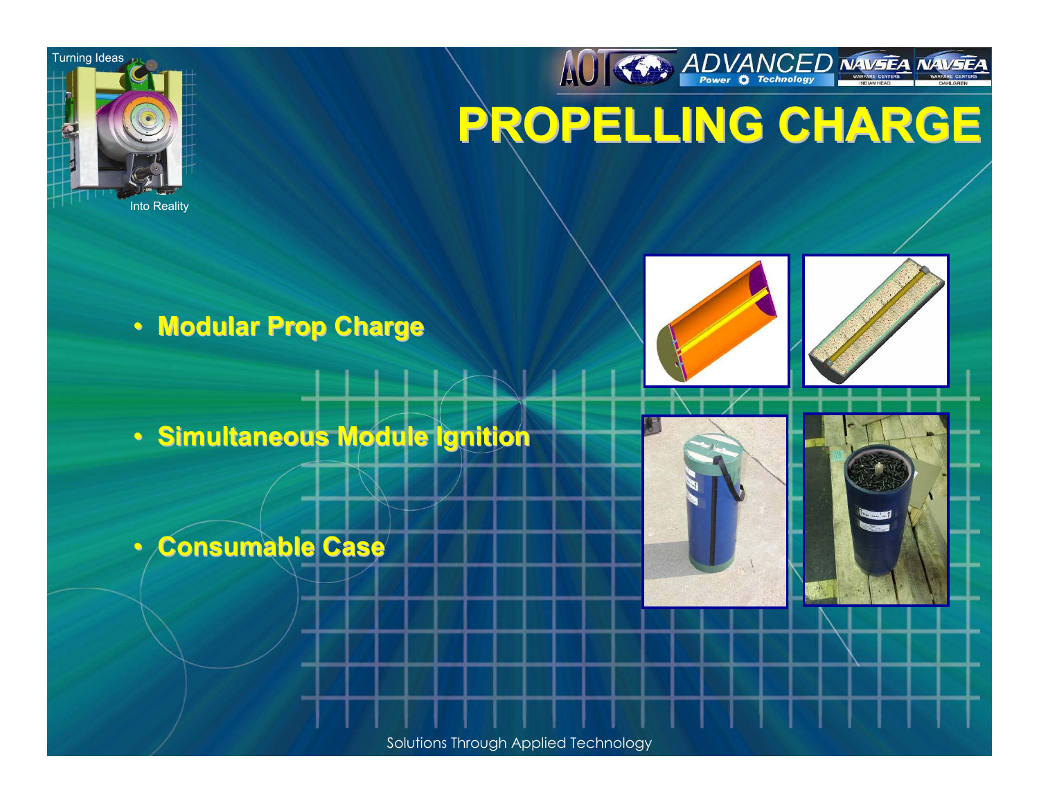# PROPELLING CHARGE

- Modular Prop Charge
- Simultaneous Module Ignition
- Consumable Case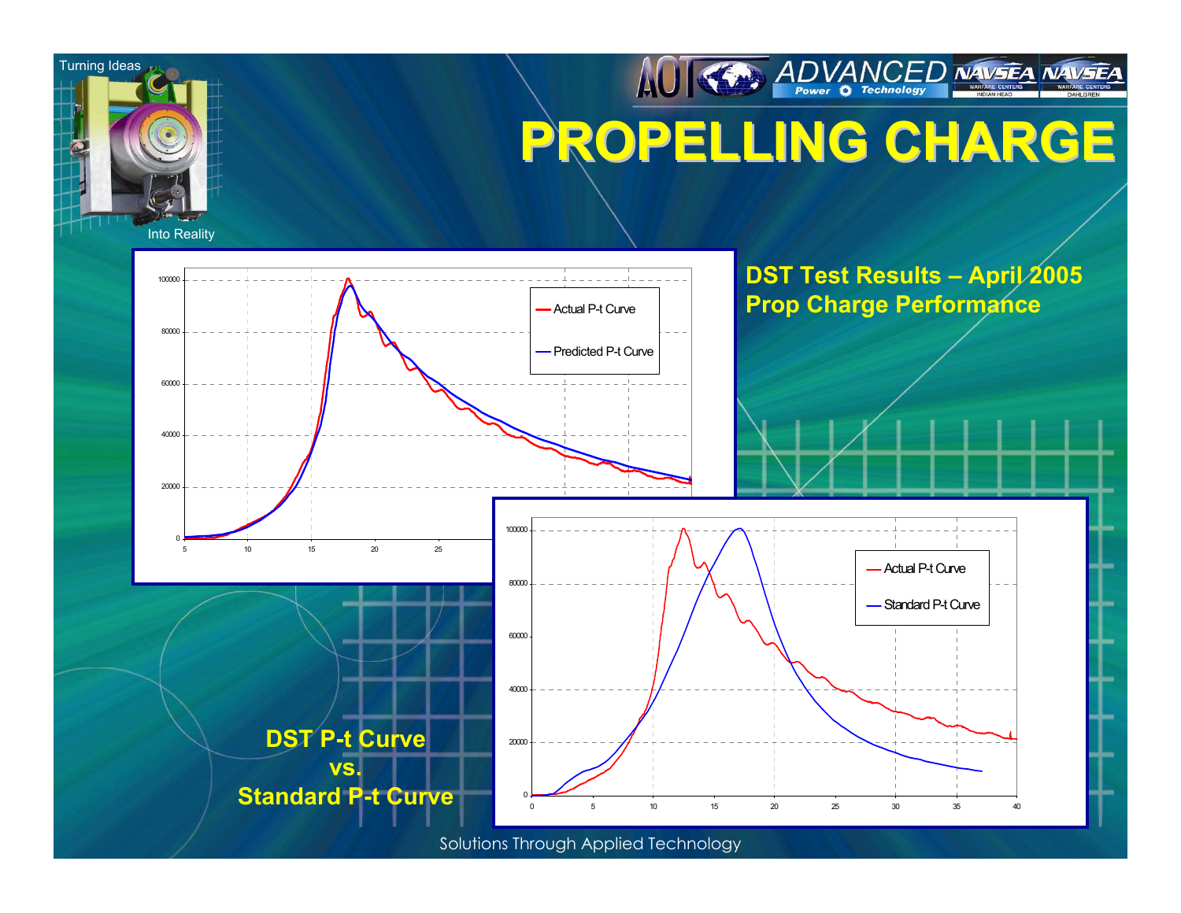# PROPELLING CHARGE

Turning Ideas Into Reality

**DST Test Results – April 2005**
**Prop Charge Performance**

Actual P-t Curve
Predicted P-t Curve

**DST P-t Curve vs. Standard P-t Curve**

Actual P-t Curve
Standard P-t Curve

Solutions Through Applied Technology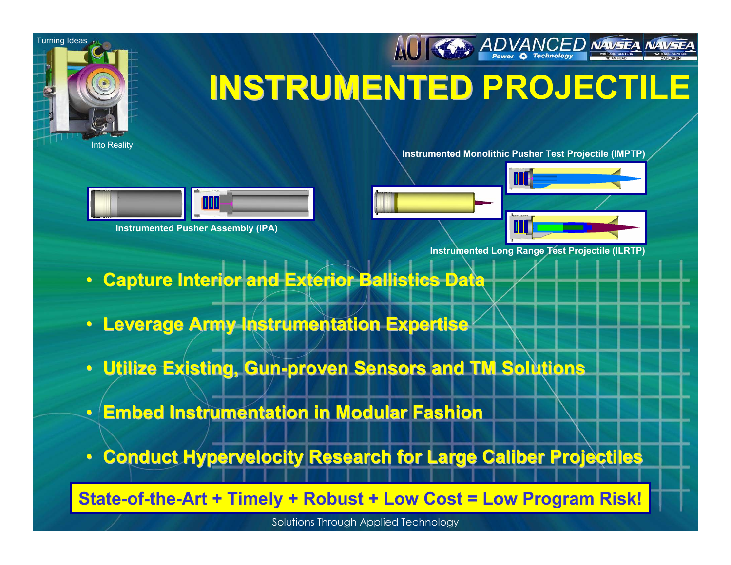# INSTRUMENTED PROJECTILE

Instrumented Monolithic Pusher Test Projectile (IMPTP)

Instrumented Pusher Assembly (IPA)

Instrumented Long Range Test Projectile (ILRTP)

- **Capture Interior and Exterior Ballistics Data**
- **Leverage Army Instrumentation Expertise**
- **Utilize Existing, Gun-proven Sensors and TM Solutions**
- **Embed Instrumentation in Modular Fashion**
- **Conduct Hypervelocity Research for Large Caliber Projectiles**

**State-of-the-Art + Timely + Robust + Low Cost = Low Program Risk!**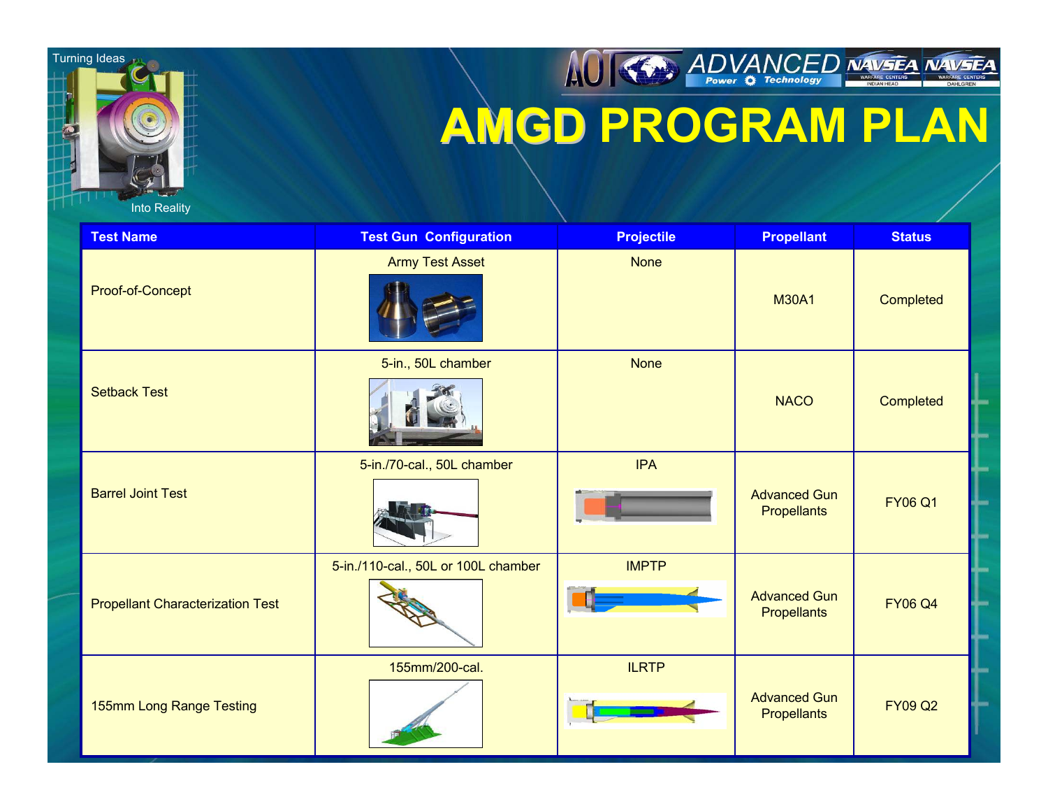# AMGD PROGRAM PLAN

| Test Name | Test Gun Configuration | Projectile | Propellant | Status |
|---|---|---|---|---|
| Proof-of-Concept | Army Test Asset | None | M30A1 | Completed |
| Setback Test | 5-in., 50L chamber | None | NACO | Completed |
| Barrel Joint Test | 5-in./70-cal., 50L chamber | IPA | Advanced Gun Propellants | FY06 Q1 |
| Propellant Characterization Test | 5-in./110-cal., 50L or 100L chamber | IMPTP | Advanced Gun Propellants | FY06 Q4 |
| 155mm Long Range Testing | 155mm/200-cal. | ILRTP | Advanced Gun Propellants | FY09 Q2 |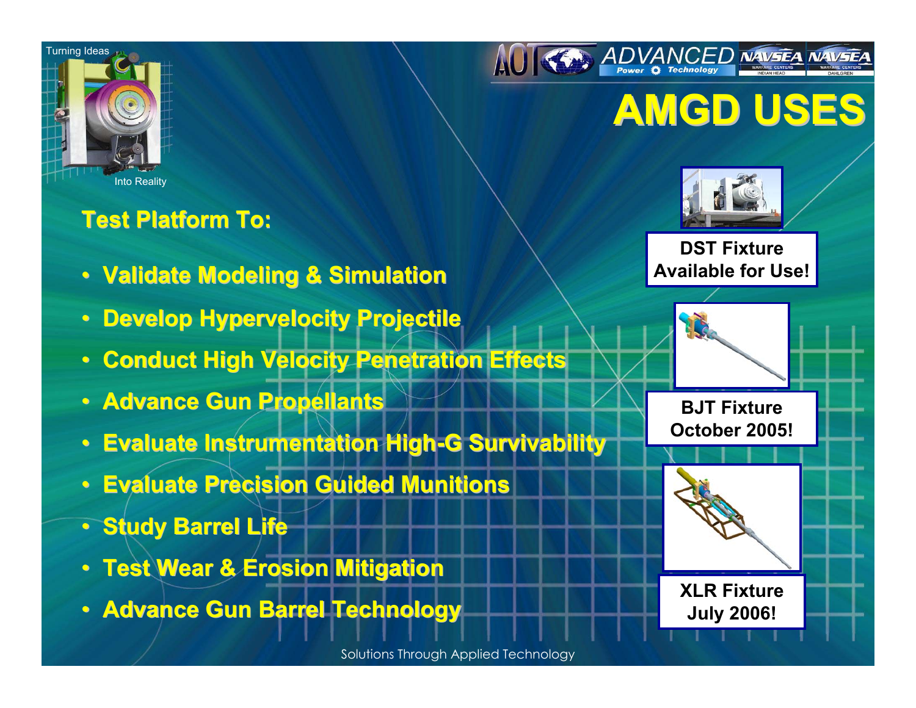# AMGD USES

## Test Platform To:

- Validate Modeling & Simulation
- Develop Hypervelocity Projectile
- Conduct High Velocity Penetration Effects
- Advance Gun Propellants
- Evaluate Instrumentation High-G Survivability
- Evaluate Precision Guided Munitions
- Study Barrel Life
- Test Wear & Erosion Mitigation
- Advance Gun Barrel Technology

**DST Fixture Available for Use!**

**BJT Fixture October 2005!**

**XLR Fixture July 2006!**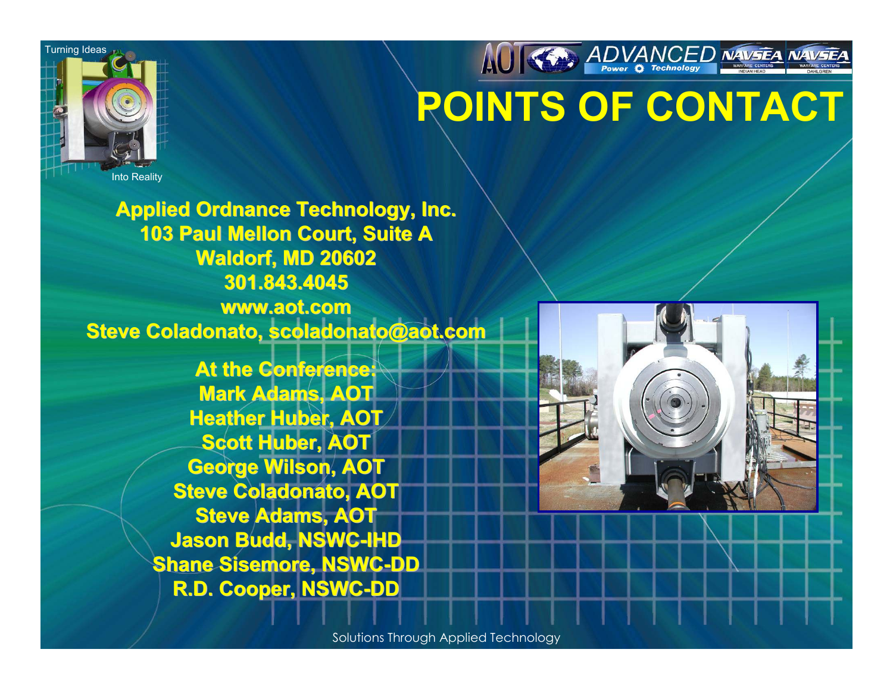# POINTS OF CONTACT

**Applied Ordnance Technology, Inc.**
**103 Paul Mellon Court, Suite A**
**Waldorf, MD 20602**
**301.843.4045**
**www.aot.com**
**Steve Coladonato, scoladonato@aot.com**

**At the Conference:**
**Mark Adams, AOT**
**Heather Huber, AOT**
**Scott Huber, AOT**
**George Wilson, AOT**
**Steve Coladonato, AOT**
**Steve Adams, AOT**
**Jason Budd, NSWC-IHD**
**Shane Sisemore, NSWC-DD**
**R.D. Cooper, NSWC-DD**